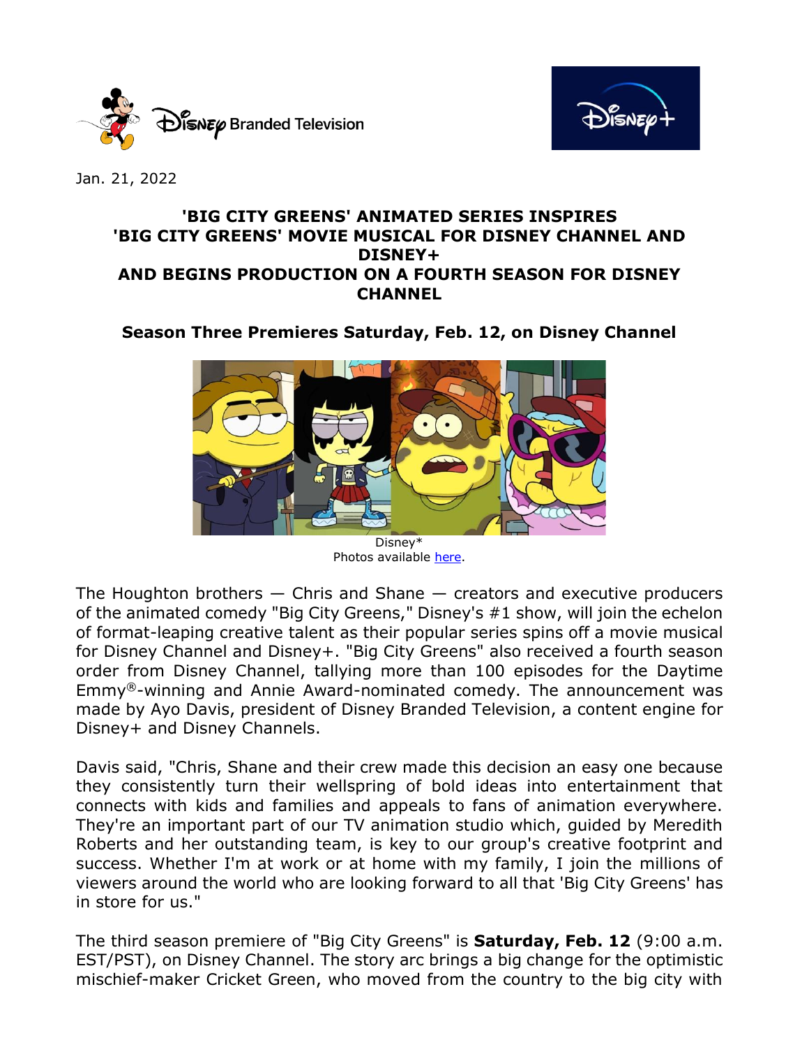Jan. 21, 2022

# 'BIG CITY GREENS' ANIMATED SERIES INSPIRES 'BIG CITY GREENS' MOVIE MUSICAL FOR DISNEY CHANNEL AND DISNEY+ AND BEGINS PRODUCTION ON A FOURTH SEASON FOR DISNEY CHANNEL

## Season Three Premieres Saturday, Feb. 12, on Disney Channel

Disney*
Photos available [here](here).

The Houghton brothers — Chris and Shane — creators and executive producers of the animated comedy "Big City Greens," Disney's #1 show, will join the echelon of format-leaping creative talent as their popular series spins off a movie musical for Disney Channel and Disney+. "Big City Greens" also received a fourth season order from Disney Channel, tallying more than 100 episodes for the Daytime Emmy®-winning and Annie Award-nominated comedy. The announcement was made by Ayo Davis, president of Disney Branded Television, a content engine for Disney+ and Disney Channels.

Davis said, "Chris, Shane and their crew made this decision an easy one because they consistently turn their wellspring of bold ideas into entertainment that connects with kids and families and appeals to fans of animation everywhere. They're an important part of our TV animation studio which, guided by Meredith Roberts and her outstanding team, is key to our group's creative footprint and success. Whether I'm at work or at home with my family, I join the millions of viewers around the world who are looking forward to all that 'Big City Greens' has in store for us."

The third season premiere of "Big City Greens" is **Saturday, Feb. 12** (9:00 a.m. EST/PST), on Disney Channel. The story arc brings a big change for the optimistic mischief-maker Cricket Green, who moved from the country to the big city with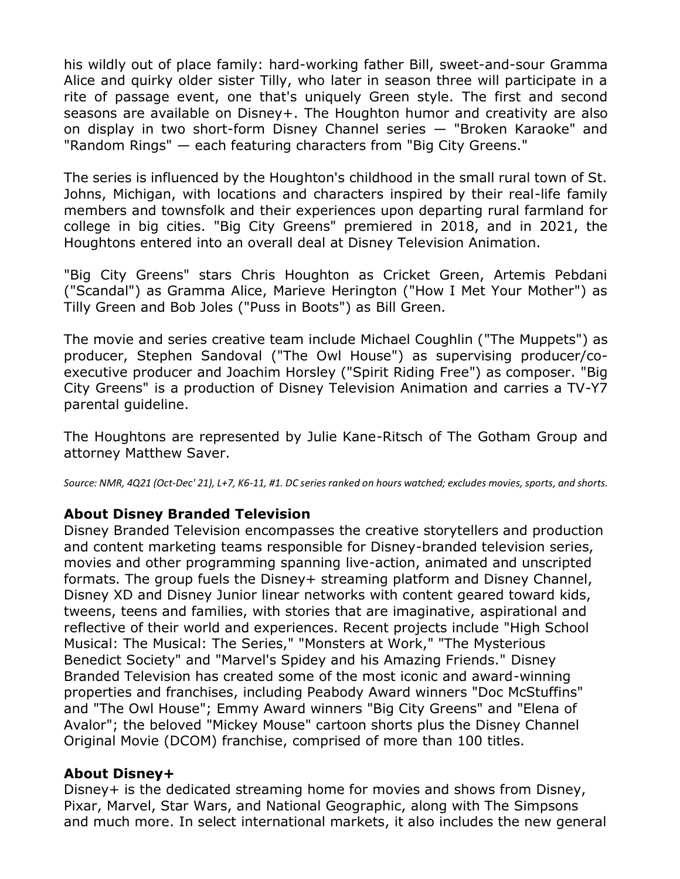his wildly out of place family: hard-working father Bill, sweet-and-sour Gramma Alice and quirky older sister Tilly, who later in season three will participate in a rite of passage event, one that's uniquely Green style. The first and second seasons are available on Disney+. The Houghton humor and creativity are also on display in two short-form Disney Channel series — "Broken Karaoke" and "Random Rings" — each featuring characters from "Big City Greens."

The series is influenced by the Houghton's childhood in the small rural town of St. Johns, Michigan, with locations and characters inspired by their real-life family members and townsfolk and their experiences upon departing rural farmland for college in big cities. "Big City Greens" premiered in 2018, and in 2021, the Houghtons entered into an overall deal at Disney Television Animation.

"Big City Greens" stars Chris Houghton as Cricket Green, Artemis Pebdani ("Scandal") as Gramma Alice, Marieve Herington ("How I Met Your Mother") as Tilly Green and Bob Joles ("Puss in Boots") as Bill Green.

The movie and series creative team include Michael Coughlin ("The Muppets") as producer, Stephen Sandoval ("The Owl House") as supervising producer/co-executive producer and Joachim Horsley ("Spirit Riding Free") as composer. "Big City Greens" is a production of Disney Television Animation and carries a TV-Y7 parental guideline.

The Houghtons are represented by Julie Kane-Ritsch of The Gotham Group and attorney Matthew Saver.

*Source: NMR, 4Q21 (Oct-Dec' 21), L+7, K6-11, #1. DC series ranked on hours watched; excludes movies, sports, and shorts.*

### About Disney Branded Television

Disney Branded Television encompasses the creative storytellers and production and content marketing teams responsible for Disney-branded television series, movies and other programming spanning live-action, animated and unscripted formats. The group fuels the Disney+ streaming platform and Disney Channel, Disney XD and Disney Junior linear networks with content geared toward kids, tweens, teens and families, with stories that are imaginative, aspirational and reflective of their world and experiences. Recent projects include "High School Musical: The Musical: The Series," "Monsters at Work," "The Mysterious Benedict Society" and "Marvel's Spidey and his Amazing Friends." Disney Branded Television has created some of the most iconic and award-winning properties and franchises, including Peabody Award winners "Doc McStuffins" and "The Owl House"; Emmy Award winners "Big City Greens" and "Elena of Avalor"; the beloved "Mickey Mouse" cartoon shorts plus the Disney Channel Original Movie (DCOM) franchise, comprised of more than 100 titles.

### About Disney+

Disney+ is the dedicated streaming home for movies and shows from Disney, Pixar, Marvel, Star Wars, and National Geographic, along with The Simpsons and much more. In select international markets, it also includes the new general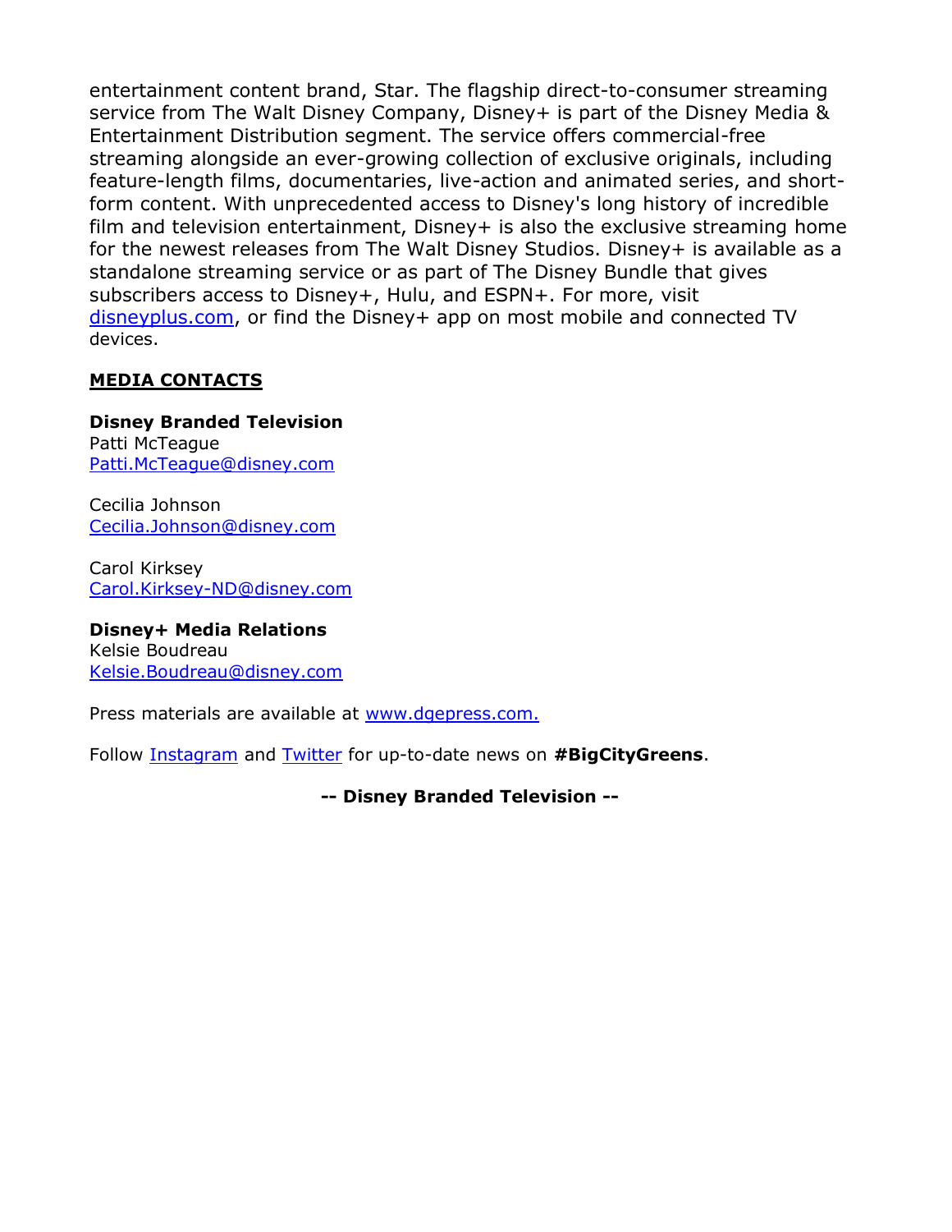entertainment content brand, Star. The flagship direct-to-consumer streaming service from The Walt Disney Company, Disney+ is part of the Disney Media & Entertainment Distribution segment. The service offers commercial-free streaming alongside an ever-growing collection of exclusive originals, including feature-length films, documentaries, live-action and animated series, and short-form content. With unprecedented access to Disney's long history of incredible film and television entertainment, Disney+ is also the exclusive streaming home for the newest releases from The Walt Disney Studios. Disney+ is available as a standalone streaming service or as part of The Disney Bundle that gives subscribers access to Disney+, Hulu, and ESPN+. For more, visit disneyplus.com, or find the Disney+ app on most mobile and connected TV devices.

**MEDIA CONTACTS**

**Disney Branded Television**
Patti McTeague
Patti.McTeague@disney.com

Cecilia Johnson
Cecilia.Johnson@disney.com

Carol Kirksey
Carol.Kirksey-ND@disney.com

**Disney+ Media Relations**
Kelsie Boudreau
Kelsie.Boudreau@disney.com

Press materials are available at www.dgepress.com.

Follow Instagram and Twitter for up-to-date news on **#BigCityGreens**.

**-- Disney Branded Television --**